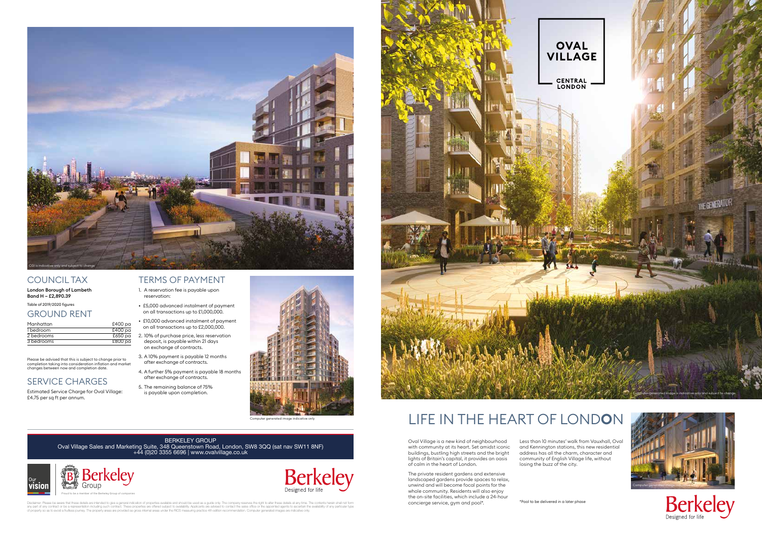CGI is indicative only and subject to change

## COUNCIL TAX

**London Borough of Lambeth**
**Band H – £2,890.39**

Table of 2019/2020 figures

## GROUND RENT

| Manhattan | £400 pa |
|---|---|
| 1 bedroom | £400 pa |
| 2 bedrooms | £650 pa |
| 3 bedrooms | £800 pa |

Please be advised that this is subject to change prior to completion taking into consideration inflation and market changes between now and completion date.

## SERVICE CHARGES

Estimated Service Charge for Oval Village: £4.75 per sq ft per annum.

## TERMS OF PAYMENT

1. A reservation fee is payable upon reservation:

- £5,000 advanced instalment of payment on all transactions up to £1,000,000.
- £10,000 advanced instalment of payment on all transactions up to £2,000,000.

2. 10% of purchase price, less reservation deposit, is payable within 21 days on exchange of contracts.
3. A 10% payment is payable 12 months after exchange of contracts.
4. A further 5% payment is payable 18 months after exchange of contracts.
5. The remaining balance of 75% is payable upon completion.

Computer generated image indicative only

BERKELEY GROUP
Oval Village Sales and Marketing Suite, 348 Queenstown Road, London, SW8 3QQ (sat nav SW11 8NF)
+44 (0)20 3355 6696 | www.ovalvillage.co.uk

Our vision

Berkeley Group
Proud to be a member of the Berkeley Group of companies

Berkeley
Designed for life

Disclaimer: Please be aware that these details are intended to give a general indication of properties available and should be used as a guide only. This company reserves the right to alter these details at any time. The contents herein shall not form any part of any contract or be a representation including such contract. These properties are offered subject to availability. Applicants are advised to contact the sales office or the appointed agents to ascertain the availability of any particular type of property so as to avoid a fruitless journey. The property areas are provided as gross internal areas under the RICS measuring practice 4th edition recommendation. Computer generated images are indicative only.

OVAL VILLAGE
CENTRAL LONDON

Computer generated image is indicative only and subject to change

# LIFE IN THE HEART OF LONDON

Oval Village is a new kind of neighbourhood with community at its heart. Set amidst iconic buildings, bustling high streets and the bright lights of Britain's capital, it provides an oasis of calm in the heart of London.

The private resident gardens and extensive landscaped gardens provide spaces to relax, unwind and will become focal points for the whole community. Residents will also enjoy the on-site facilities, which include a 24-hour concierge service, gym and pool*.

Less than 10 minutes' walk from Vauxhall, Oval and Kennington stations, this new residential address has all the charm, character and community of English Village life, without losing the buzz of the city.

*Pool to be delivered in a later phase

Computer generated image indicative only

Berkeley
Designed for life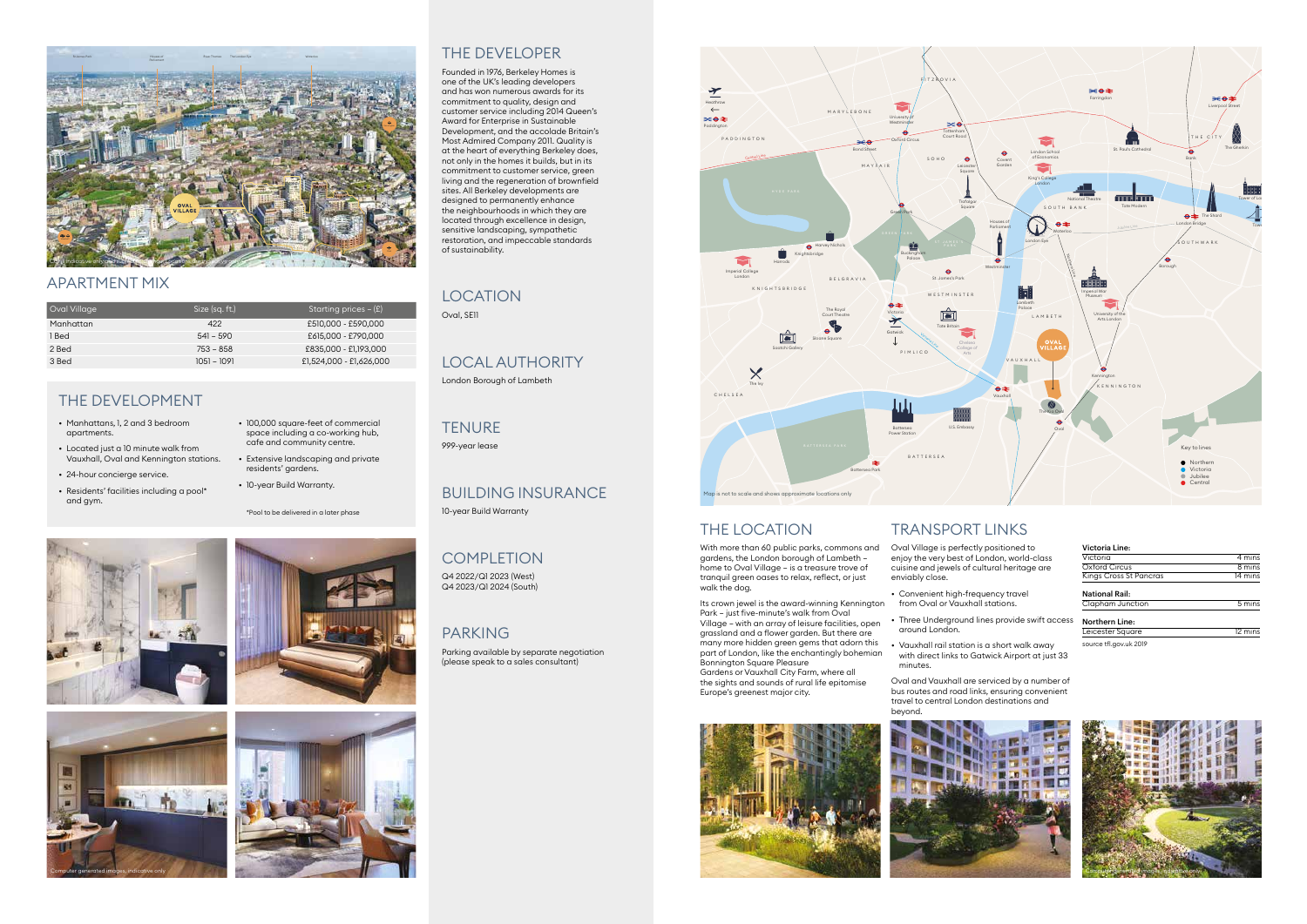CGI indicative only and subject to change. Locations are approximate.

## APARTMENT MIX

| Oval Village | Size (sq. ft.) | Starting prices – (£) |
|---|---|---|
| Manhattan | 422 | £510,000 - £590,000 |
| 1 Bed | 541 – 590 | £615,000 - £790,000 |
| 2 Bed | 753 – 858 | £835,000 - £1,193,000 |
| 3 Bed | 1051 – 1091 | £1,524,000 - £1,626,000 |

## THE DEVELOPMENT

- Manhattans, 1, 2 and 3 bedroom apartments.
- Located just a 10 minute walk from Vauxhall, Oval and Kennington stations.
- 24-hour concierge service.
- Residents' facilities including a pool* and gym.
- 100,000 square-feet of commercial space including a co-working hub, cafe and community centre.
- Extensive landscaping and private residents' gardens.
- 10-year Build Warranty.

*Pool to be delivered in a later phase

Computer generated images, indicative only

## THE DEVELOPER

Founded in 1976, Berkeley Homes is one of the UK's leading developers and has won numerous awards for its commitment to quality, design and customer service including 2014 Queen's Award for Enterprise in Sustainable Development, and the accolade Britain's Most Admired Company 2011. Quality is at the heart of everything Berkeley does, not only in the homes it builds, but in its commitment to customer service, green living and the regeneration of brownfield sites. All Berkeley developments are designed to permanently enhance the neighbourhoods in which they are located through excellence in design, sensitive landscaping, sympathetic restoration, and impeccable standards of sustainability.

## LOCATION

Oval, SE11

## LOCAL AUTHORITY

London Borough of Lambeth

## TENURE

999-year lease

## BUILDING INSURANCE

10-year Build Warranty

## COMPLETION

Q4 2022/Q1 2023 (West)
Q4 2023/Q1 2024 (South)

## PARKING

Parking available by separate negotiation (please speak to a sales consultant)

Key to lines
Northern
Victoria
Jubilee
Central

Map is not to scale and shows approximate locations only

## THE LOCATION

With more than 60 public parks, commons and gardens, the London borough of Lambeth – home to Oval Village – is a treasure trove of tranquil green oases to relax, reflect, or just walk the dog.

Its crown jewel is the award-winning Kennington Park – just five-minute's walk from Oval Village – with an array of leisure facilities, open grassland and a flower garden. But there are many more hidden green gems that adorn this part of London, like the enchantingly bohemian Bonnington Square Pleasure Gardens or Vauxhall City Farm, where all the sights and sounds of rural life epitomise Europe's greenest major city.

## TRANSPORT LINKS

Oval Village is perfectly positioned to enjoy the very best of London, world-class cuisine and jewels of cultural heritage are enviably close.

- Convenient high-frequency travel from Oval or Vauxhall stations.
- Three Underground lines provide swift access around London.
- Vauxhall rail station is a short walk away with direct links to Gatwick Airport at just 33 minutes.

Oval and Vauxhall are serviced by a number of bus routes and road links, ensuring convenient travel to central London destinations and beyond.

| | |
|---|---|
| **Victoria Line:** | |
| Victoria | 4 mins |
| Oxford Circus | 8 mins |
| Kings Cross St Pancras | 14 mins |
| **National Rail:** | |
| Clapham Junction | 5 mins |
| **Northern Line:** | |
| Leicester Square | 12 mins |

source tfl.gov.uk 2019

Computer generated images, indicative only